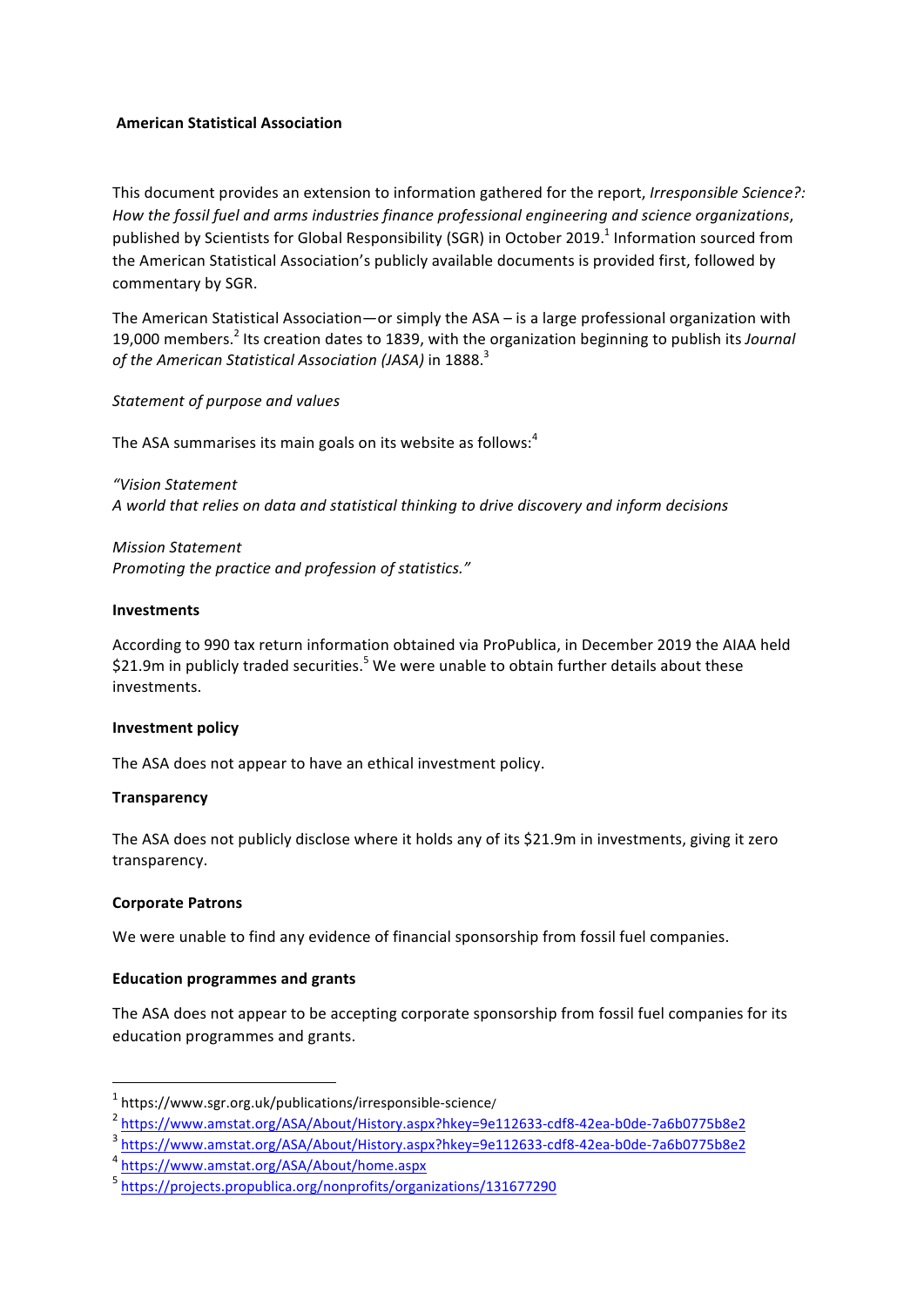**American Statistical Association**

This document provides an extension to information gathered for the report, *Irresponsible Science?: How the fossil fuel and arms industries finance professional engineering and science organizations*, published by Scientists for Global Responsibility (SGR) in October 2019.[1] Information sourced from the American Statistical Association's publicly available documents is provided first, followed by commentary by SGR.

The American Statistical Association—or simply the ASA – is a large professional organization with 19,000 members.[2] Its creation dates to 1839, with the organization beginning to publish its *Journal of the American Statistical Association (JASA)* in 1888.[3]

*Statement of purpose and values*

The ASA summarises its main goals on its website as follows:[4]

*"Vision Statement*
*A world that relies on data and statistical thinking to drive discovery and inform decisions*

*Mission Statement*
*Promoting the practice and profession of statistics."*

**Investments**

According to 990 tax return information obtained via ProPublica, in December 2019 the AIAA held $21.9m in publicly traded securities.[5] We were unable to obtain further details about these investments.

**Investment policy**

The ASA does not appear to have an ethical investment policy.

**Transparency**

The ASA does not publicly disclose where it holds any of its $21.9m in investments, giving it zero transparency.

**Corporate Patrons**

We were unable to find any evidence of financial sponsorship from fossil fuel companies.

**Education programmes and grants**

The ASA does not appear to be accepting corporate sponsorship from fossil fuel companies for its education programmes and grants.

---

[1] https://www.sgr.org.uk/publications/irresponsible-science/

[2] https://www.amstat.org/ASA/About/History.aspx?hkey=9e112633-cdf8-42ea-b0de-7a6b0775b8e2

[3] https://www.amstat.org/ASA/About/History.aspx?hkey=9e112633-cdf8-42ea-b0de-7a6b0775b8e2

[4] https://www.amstat.org/ASA/About/home.aspx

[5] https://projects.propublica.org/nonprofits/organizations/131677290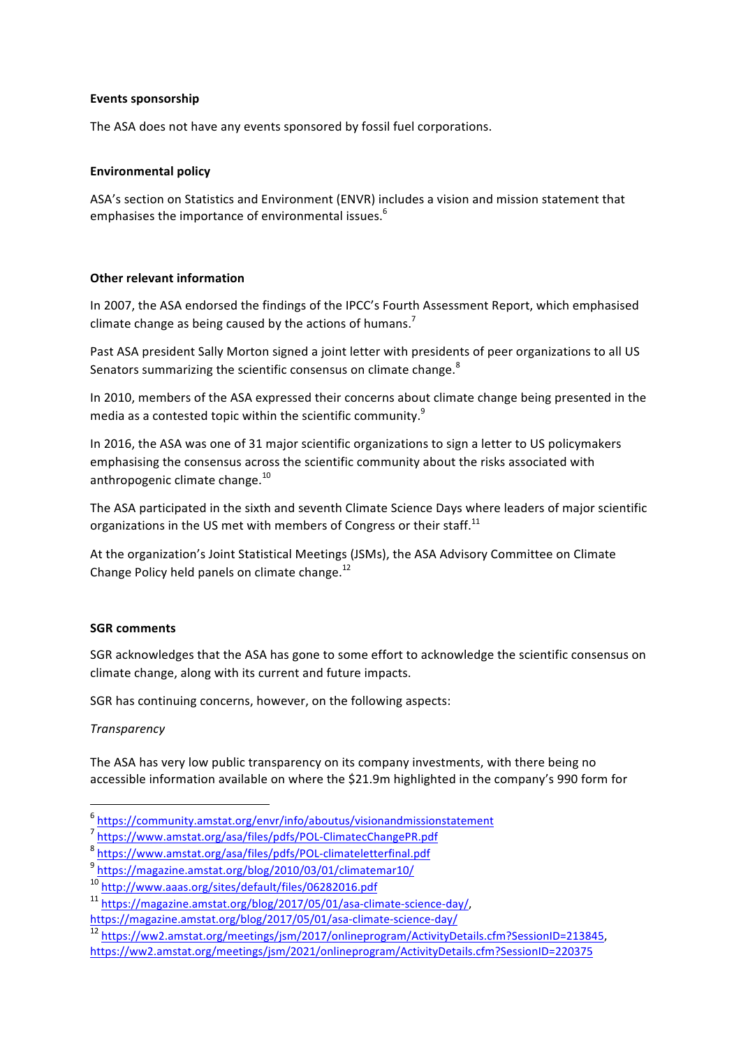**Events sponsorship**

The ASA does not have any events sponsored by fossil fuel corporations.

**Environmental policy**

ASA's section on Statistics and Environment (ENVR) includes a vision and mission statement that emphasises the importance of environmental issues.[6]

**Other relevant information**

In 2007, the ASA endorsed the findings of the IPCC's Fourth Assessment Report, which emphasised climate change as being caused by the actions of humans.[7]

Past ASA president Sally Morton signed a joint letter with presidents of peer organizations to all US Senators summarizing the scientific consensus on climate change.[8]

In 2010, members of the ASA expressed their concerns about climate change being presented in the media as a contested topic within the scientific community.[9]

In 2016, the ASA was one of 31 major scientific organizations to sign a letter to US policymakers emphasising the consensus across the scientific community about the risks associated with anthropogenic climate change.[10]

The ASA participated in the sixth and seventh Climate Science Days where leaders of major scientific organizations in the US met with members of Congress or their staff.[11]

At the organization's Joint Statistical Meetings (JSMs), the ASA Advisory Committee on Climate Change Policy held panels on climate change.[12]

**SGR comments**

SGR acknowledges that the ASA has gone to some effort to acknowledge the scientific consensus on climate change, along with its current and future impacts.

SGR has continuing concerns, however, on the following aspects:

*Transparency*

The ASA has very low public transparency on its company investments, with there being no accessible information available on where the $21.9m highlighted in the company's 990 form for

---

[6] https://community.amstat.org/envr/info/aboutus/visionandmissionstatement

[7] https://www.amstat.org/asa/files/pdfs/POL-ClimatecChangePR.pdf

[8] https://www.amstat.org/asa/files/pdfs/POL-climateletterfinal.pdf

[9] https://magazine.amstat.org/blog/2010/03/01/climatemar10/

[10] http://www.aaas.org/sites/default/files/06282016.pdf

[11] https://magazine.amstat.org/blog/2017/05/01/asa-climate-science-day/, https://magazine.amstat.org/blog/2017/05/01/asa-climate-science-day/

[12] https://ww2.amstat.org/meetings/jsm/2017/onlineprogram/ActivityDetails.cfm?SessionID=213845, https://ww2.amstat.org/meetings/jsm/2021/onlineprogram/ActivityDetails.cfm?SessionID=220375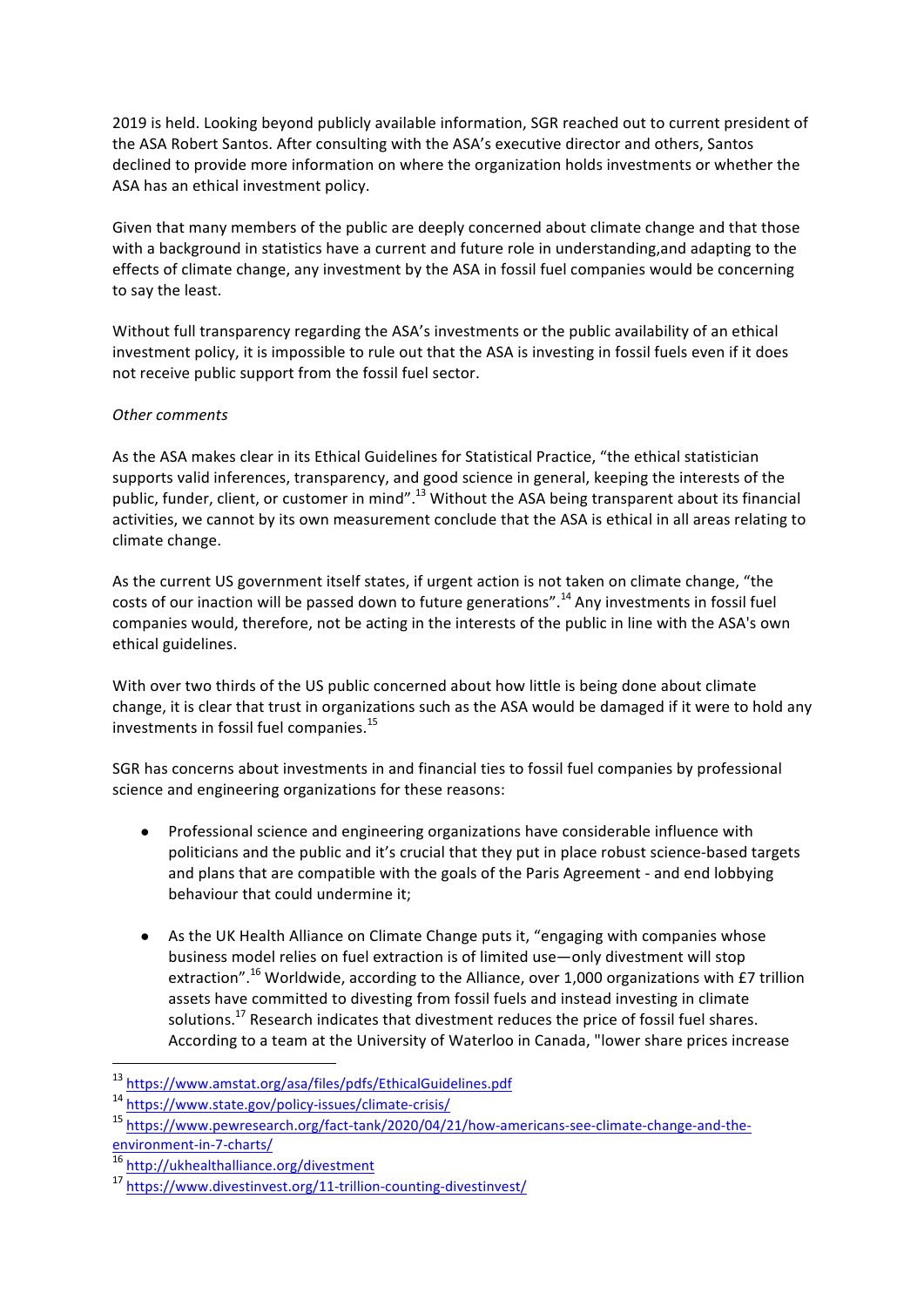2019 is held. Looking beyond publicly available information, SGR reached out to current president of the ASA Robert Santos. After consulting with the ASA's executive director and others, Santos declined to provide more information on where the organization holds investments or whether the ASA has an ethical investment policy.

Given that many members of the public are deeply concerned about climate change and that those with a background in statistics have a current and future role in understanding,and adapting to the effects of climate change, any investment by the ASA in fossil fuel companies would be concerning to say the least.

Without full transparency regarding the ASA's investments or the public availability of an ethical investment policy, it is impossible to rule out that the ASA is investing in fossil fuels even if it does not receive public support from the fossil fuel sector.

*Other comments*

As the ASA makes clear in its Ethical Guidelines for Statistical Practice, "the ethical statistician supports valid inferences, transparency, and good science in general, keeping the interests of the public, funder, client, or customer in mind".[13] Without the ASA being transparent about its financial activities, we cannot by its own measurement conclude that the ASA is ethical in all areas relating to climate change.

As the current US government itself states, if urgent action is not taken on climate change, "the costs of our inaction will be passed down to future generations".[14] Any investments in fossil fuel companies would, therefore, not be acting in the interests of the public in line with the ASA's own ethical guidelines.

With over two thirds of the US public concerned about how little is being done about climate change, it is clear that trust in organizations such as the ASA would be damaged if it were to hold any investments in fossil fuel companies.[15]

SGR has concerns about investments in and financial ties to fossil fuel companies by professional science and engineering organizations for these reasons:

- Professional science and engineering organizations have considerable influence with politicians and the public and it's crucial that they put in place robust science-based targets and plans that are compatible with the goals of the Paris Agreement - and end lobbying behaviour that could undermine it;

- As the UK Health Alliance on Climate Change puts it, "engaging with companies whose business model relies on fuel extraction is of limited use—only divestment will stop extraction".[16] Worldwide, according to the Alliance, over 1,000 organizations with £7 trillion assets have committed to divesting from fossil fuels and instead investing in climate solutions.[17] Research indicates that divestment reduces the price of fossil fuel shares. According to a team at the University of Waterloo in Canada, "lower share prices increase

---

[13] https://www.amstat.org/asa/files/pdfs/EthicalGuidelines.pdf

[14] https://www.state.gov/policy-issues/climate-crisis/

[15] https://www.pewresearch.org/fact-tank/2020/04/21/how-americans-see-climate-change-and-the-environment-in-7-charts/

[16] http://ukhealthalliance.org/divestment

[17] https://www.divestinvest.org/11-trillion-counting-divestinvest/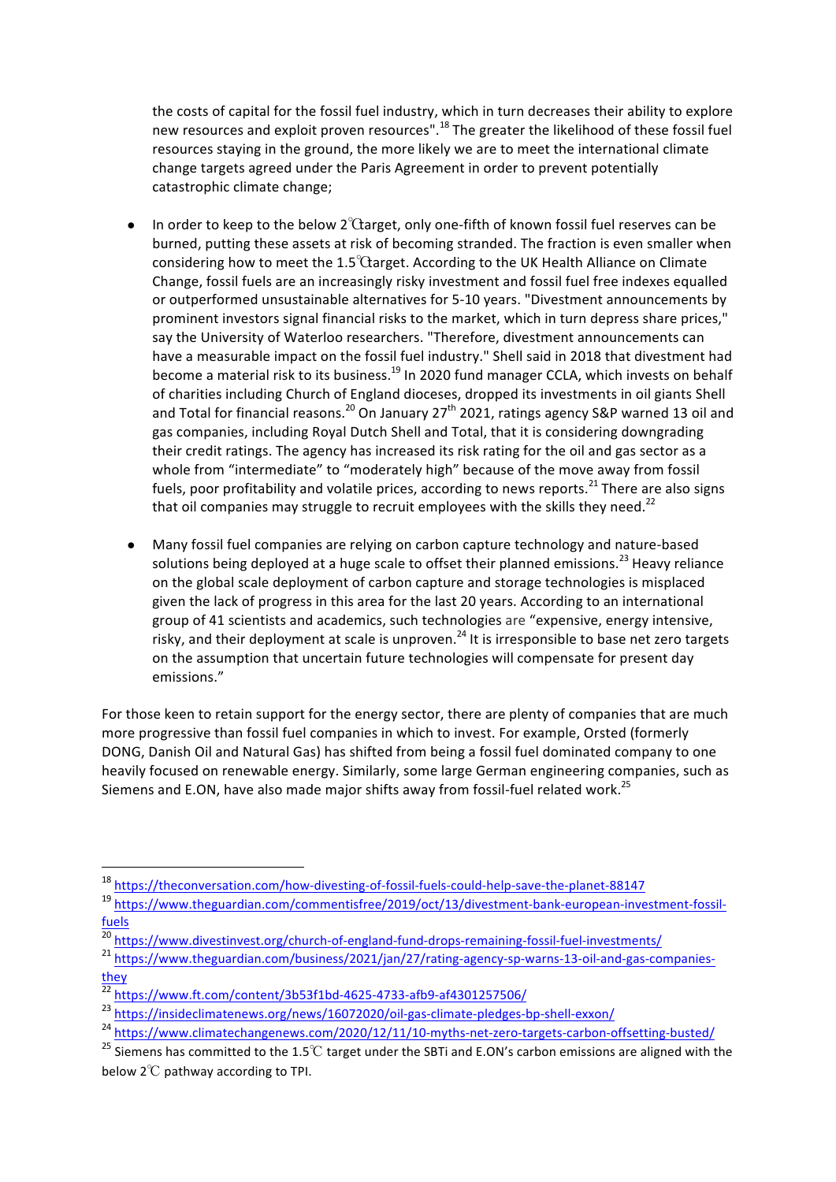the costs of capital for the fossil fuel industry, which in turn decreases their ability to explore new resources and exploit proven resources".[18] The greater the likelihood of these fossil fuel resources staying in the ground, the more likely we are to meet the international climate change targets agreed under the Paris Agreement in order to prevent potentially catastrophic climate change;

- In order to keep to the below 2℃ target, only one-fifth of known fossil fuel reserves can be burned, putting these assets at risk of becoming stranded. The fraction is even smaller when considering how to meet the 1.5℃ target. According to the UK Health Alliance on Climate Change, fossil fuels are an increasingly risky investment and fossil fuel free indexes equalled or outperformed unsustainable alternatives for 5-10 years. "Divestment announcements by prominent investors signal financial risks to the market, which in turn depress share prices," say the University of Waterloo researchers. "Therefore, divestment announcements can have a measurable impact on the fossil fuel industry." Shell said in 2018 that divestment had become a material risk to its business.[19] In 2020 fund manager CCLA, which invests on behalf of charities including Church of England dioceses, dropped its investments in oil giants Shell and Total for financial reasons.[20] On January 27th 2021, ratings agency S&P warned 13 oil and gas companies, including Royal Dutch Shell and Total, that it is considering downgrading their credit ratings. The agency has increased its risk rating for the oil and gas sector as a whole from "intermediate" to "moderately high" because of the move away from fossil fuels, poor profitability and volatile prices, according to news reports.[21] There are also signs that oil companies may struggle to recruit employees with the skills they need.[22]

- Many fossil fuel companies are relying on carbon capture technology and nature-based solutions being deployed at a huge scale to offset their planned emissions.[23] Heavy reliance on the global scale deployment of carbon capture and storage technologies is misplaced given the lack of progress in this area for the last 20 years. According to an international group of 41 scientists and academics, such technologies are "expensive, energy intensive, risky, and their deployment at scale is unproven.[24] It is irresponsible to base net zero targets on the assumption that uncertain future technologies will compensate for present day emissions."

For those keen to retain support for the energy sector, there are plenty of companies that are much more progressive than fossil fuel companies in which to invest. For example, Orsted (formerly DONG, Danish Oil and Natural Gas) has shifted from being a fossil fuel dominated company to one heavily focused on renewable energy. Similarly, some large German engineering companies, such as Siemens and E.ON, have also made major shifts away from fossil-fuel related work.[25]

---

[18] https://theconversation.com/how-divesting-of-fossil-fuels-could-help-save-the-planet-88147

[19] https://www.theguardian.com/commentisfree/2019/oct/13/divestment-bank-european-investment-fossil-fuels

[20] https://www.divestinvest.org/church-of-england-fund-drops-remaining-fossil-fuel-investments/

[21] https://www.theguardian.com/business/2021/jan/27/rating-agency-sp-warns-13-oil-and-gas-companies-they

[22] https://www.ft.com/content/3b53f1bd-4625-4733-afb9-af4301257506/

[23] https://insideclimatenews.org/news/16072020/oil-gas-climate-pledges-bp-shell-exxon/

[24] https://www.climatechangenews.com/2020/12/11/10-myths-net-zero-targets-carbon-offsetting-busted/

[25] Siemens has committed to the 1.5℃ target under the SBTi and E.ON's carbon emissions are aligned with the below 2℃ pathway according to TPI.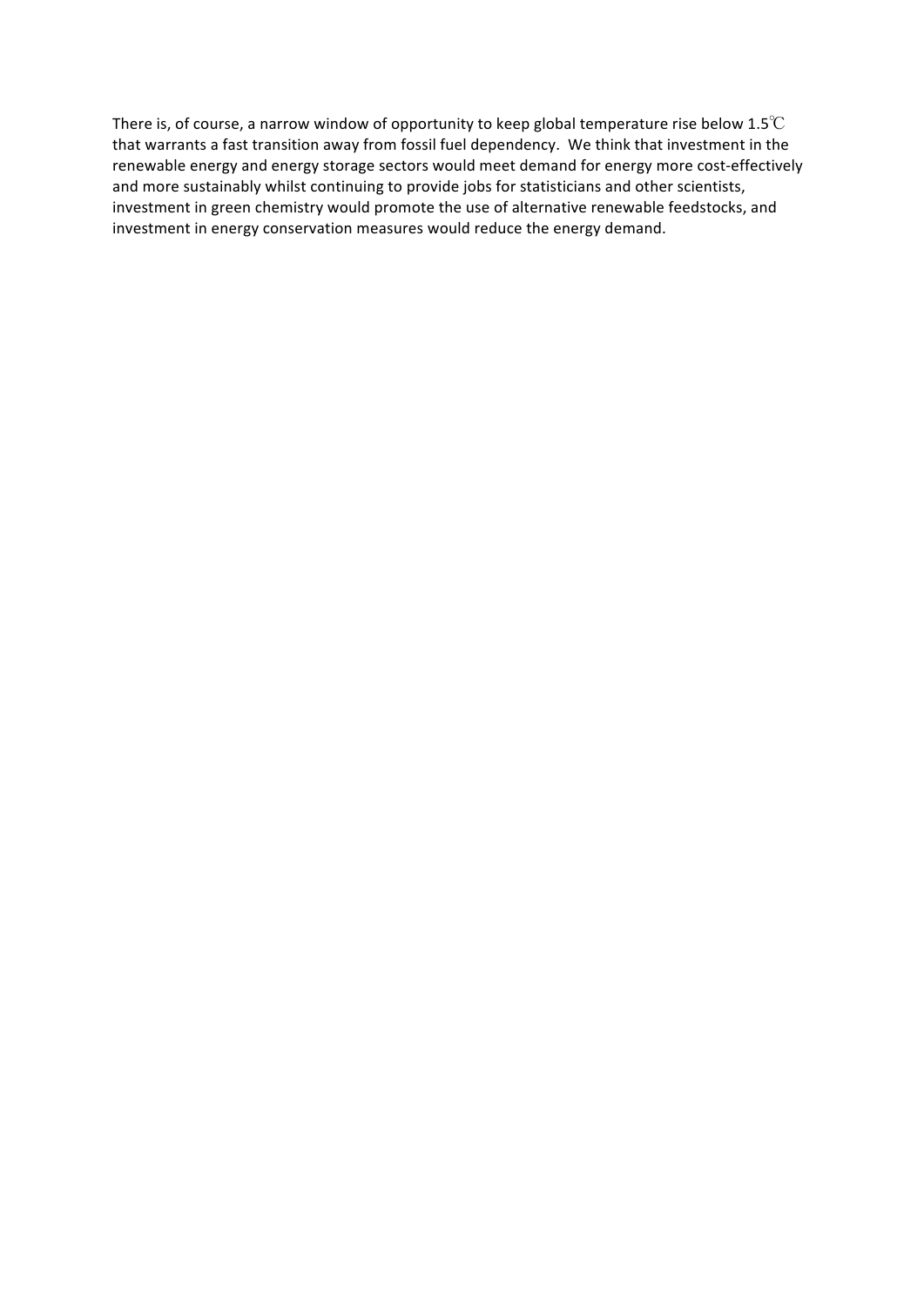There is, of course, a narrow window of opportunity to keep global temperature rise below 1.5℃ that warrants a fast transition away from fossil fuel dependency. We think that investment in the renewable energy and energy storage sectors would meet demand for energy more cost-effectively and more sustainably whilst continuing to provide jobs for statisticians and other scientists, investment in green chemistry would promote the use of alternative renewable feedstocks, and investment in energy conservation measures would reduce the energy demand.